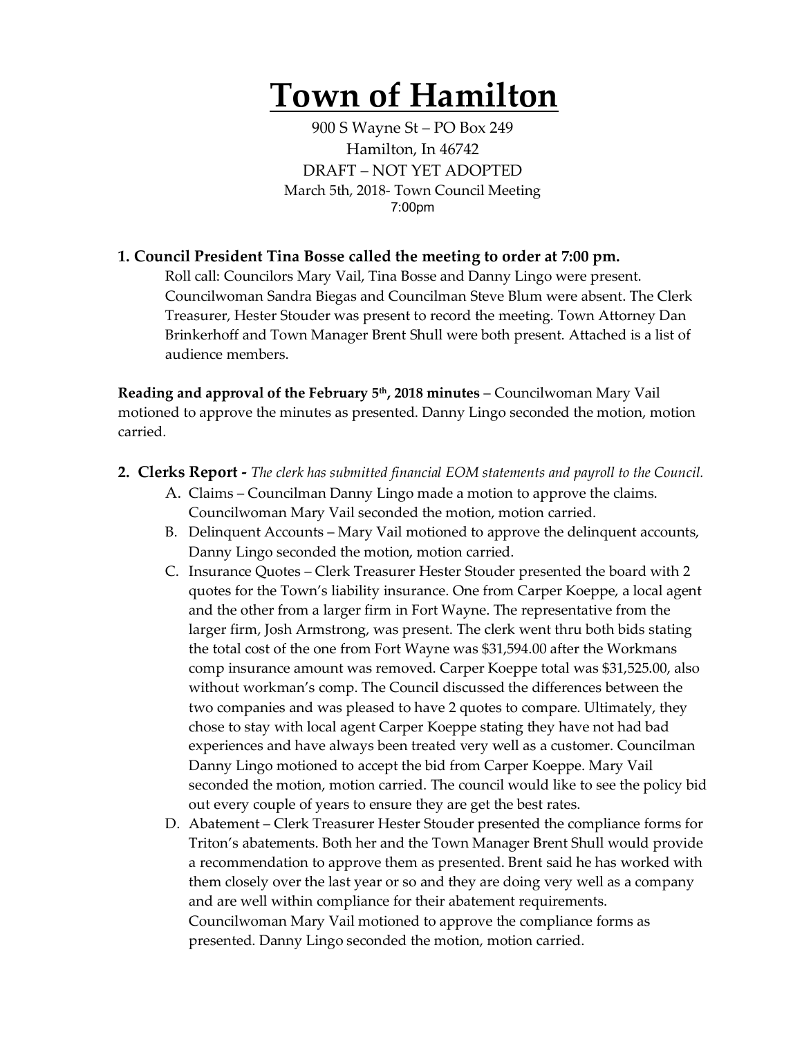# Town of Hamilton

900 S Wayne St – PO Box 249
Hamilton, In 46742
DRAFT – NOT YET ADOPTED
March 5th, 2018- Town Council Meeting
7:00pm

**1. Council President Tina Bosse called the meeting to order at 7:00 pm.**

Roll call: Councilors Mary Vail, Tina Bosse and Danny Lingo were present. Councilwoman Sandra Biegas and Councilman Steve Blum were absent. The Clerk Treasurer, Hester Stouder was present to record the meeting. Town Attorney Dan Brinkerhoff and Town Manager Brent Shull were both present. Attached is a list of audience members.

**Reading and approval of the February 5th, 2018 minutes** – Councilwoman Mary Vail motioned to approve the minutes as presented. Danny Lingo seconded the motion, motion carried.

**2. Clerks Report -** *The clerk has submitted financial EOM statements and payroll to the Council.*

A. Claims – Councilman Danny Lingo made a motion to approve the claims. Councilwoman Mary Vail seconded the motion, motion carried.

B. Delinquent Accounts – Mary Vail motioned to approve the delinquent accounts, Danny Lingo seconded the motion, motion carried.

C. Insurance Quotes – Clerk Treasurer Hester Stouder presented the board with 2 quotes for the Town's liability insurance. One from Carper Koeppe, a local agent and the other from a larger firm in Fort Wayne. The representative from the larger firm, Josh Armstrong, was present. The clerk went thru both bids stating the total cost of the one from Fort Wayne was $31,594.00 after the Workmans comp insurance amount was removed. Carper Koeppe total was $31,525.00, also without workman's comp. The Council discussed the differences between the two companies and was pleased to have 2 quotes to compare. Ultimately, they chose to stay with local agent Carper Koeppe stating they have not had bad experiences and have always been treated very well as a customer. Councilman Danny Lingo motioned to accept the bid from Carper Koeppe. Mary Vail seconded the motion, motion carried. The council would like to see the policy bid out every couple of years to ensure they are get the best rates.

D. Abatement – Clerk Treasurer Hester Stouder presented the compliance forms for Triton's abatements. Both her and the Town Manager Brent Shull would provide a recommendation to approve them as presented. Brent said he has worked with them closely over the last year or so and they are doing very well as a company and are well within compliance for their abatement requirements. Councilwoman Mary Vail motioned to approve the compliance forms as presented. Danny Lingo seconded the motion, motion carried.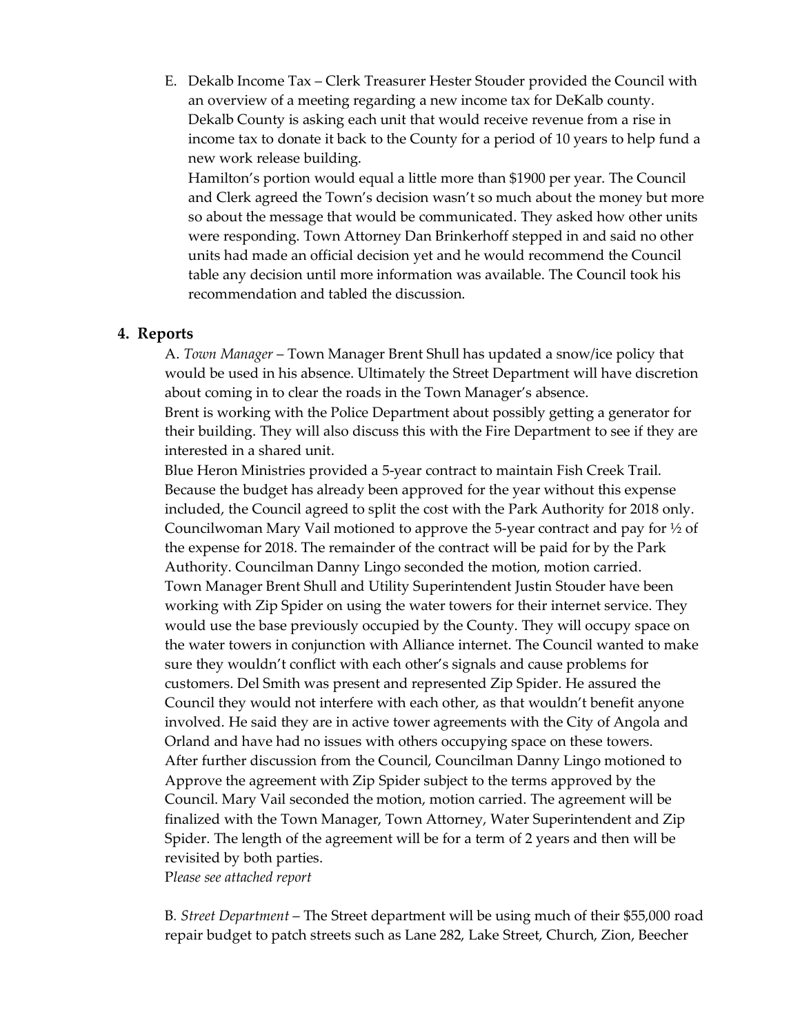E. Dekalb Income Tax – Clerk Treasurer Hester Stouder provided the Council with an overview of a meeting regarding a new income tax for DeKalb county. Dekalb County is asking each unit that would receive revenue from a rise in income tax to donate it back to the County for a period of 10 years to help fund a new work release building.

Hamilton's portion would equal a little more than $1900 per year. The Council and Clerk agreed the Town's decision wasn't so much about the money but more so about the message that would be communicated. They asked how other units were responding. Town Attorney Dan Brinkerhoff stepped in and said no other units had made an official decision yet and he would recommend the Council table any decision until more information was available. The Council took his recommendation and tabled the discussion.

## 4. Reports

A. *Town Manager* – Town Manager Brent Shull has updated a snow/ice policy that would be used in his absence. Ultimately the Street Department will have discretion about coming in to clear the roads in the Town Manager's absence.

Brent is working with the Police Department about possibly getting a generator for their building. They will also discuss this with the Fire Department to see if they are interested in a shared unit.

Blue Heron Ministries provided a 5-year contract to maintain Fish Creek Trail. Because the budget has already been approved for the year without this expense included, the Council agreed to split the cost with the Park Authority for 2018 only. Councilwoman Mary Vail motioned to approve the 5-year contract and pay for ½ of the expense for 2018. The remainder of the contract will be paid for by the Park Authority. Councilman Danny Lingo seconded the motion, motion carried.

Town Manager Brent Shull and Utility Superintendent Justin Stouder have been working with Zip Spider on using the water towers for their internet service. They would use the base previously occupied by the County. They will occupy space on the water towers in conjunction with Alliance internet. The Council wanted to make sure they wouldn't conflict with each other's signals and cause problems for customers. Del Smith was present and represented Zip Spider. He assured the Council they would not interfere with each other, as that wouldn't benefit anyone involved. He said they are in active tower agreements with the City of Angola and Orland and have had no issues with others occupying space on these towers.

After further discussion from the Council, Councilman Danny Lingo motioned to Approve the agreement with Zip Spider subject to the terms approved by the Council. Mary Vail seconded the motion, motion carried. The agreement will be finalized with the Town Manager, Town Attorney, Water Superintendent and Zip Spider. The length of the agreement will be for a term of 2 years and then will be revisited by both parties.

*Please see attached report*

B*. Street Department* – The Street department will be using much of their $55,000 road repair budget to patch streets such as Lane 282, Lake Street, Church, Zion, Beecher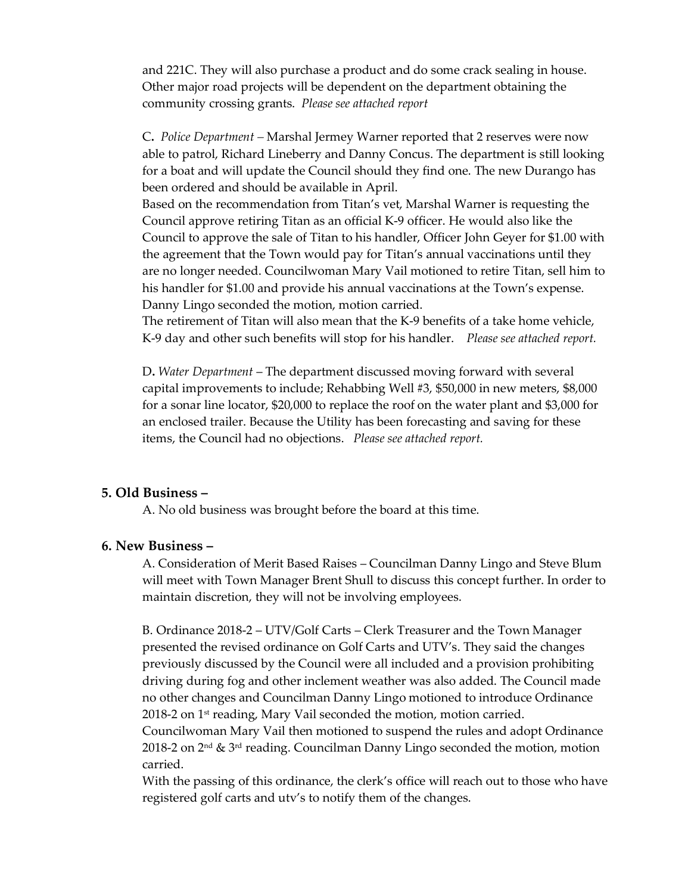and 221C. They will also purchase a product and do some crack sealing in house. Other major road projects will be dependent on the department obtaining the community crossing grants. *Please see attached report*

C**.** *Police Department –* Marshal Jermey Warner reported that 2 reserves were now able to patrol, Richard Lineberry and Danny Concus. The department is still looking for a boat and will update the Council should they find one. The new Durango has been ordered and should be available in April.
Based on the recommendation from Titan's vet, Marshal Warner is requesting the Council approve retiring Titan as an official K-9 officer. He would also like the Council to approve the sale of Titan to his handler, Officer John Geyer for $1.00 with the agreement that the Town would pay for Titan's annual vaccinations until they are no longer needed. Councilwoman Mary Vail motioned to retire Titan, sell him to his handler for $1.00 and provide his annual vaccinations at the Town's expense. Danny Lingo seconded the motion, motion carried.
The retirement of Titan will also mean that the K-9 benefits of a take home vehicle, K-9 day and other such benefits will stop for his handler. *Please see attached report.*

D**.** *Water Department –* The department discussed moving forward with several capital improvements to include; Rehabbing Well #3, $50,000 in new meters, $8,000 for a sonar line locator, $20,000 to replace the roof on the water plant and $3,000 for an enclosed trailer. Because the Utility has been forecasting and saving for these items, the Council had no objections. *Please see attached report.*

## 5. Old Business –

A. No old business was brought before the board at this time.

## 6. New Business –

A. Consideration of Merit Based Raises – Councilman Danny Lingo and Steve Blum will meet with Town Manager Brent Shull to discuss this concept further. In order to maintain discretion, they will not be involving employees.

B. Ordinance 2018-2 – UTV/Golf Carts – Clerk Treasurer and the Town Manager presented the revised ordinance on Golf Carts and UTV's. They said the changes previously discussed by the Council were all included and a provision prohibiting driving during fog and other inclement weather was also added. The Council made no other changes and Councilman Danny Lingo motioned to introduce Ordinance 2018-2 on 1st reading, Mary Vail seconded the motion, motion carried.
Councilwoman Mary Vail then motioned to suspend the rules and adopt Ordinance 2018-2 on 2nd & 3rd reading. Councilman Danny Lingo seconded the motion, motion carried.
With the passing of this ordinance, the clerk's office will reach out to those who have registered golf carts and utv's to notify them of the changes.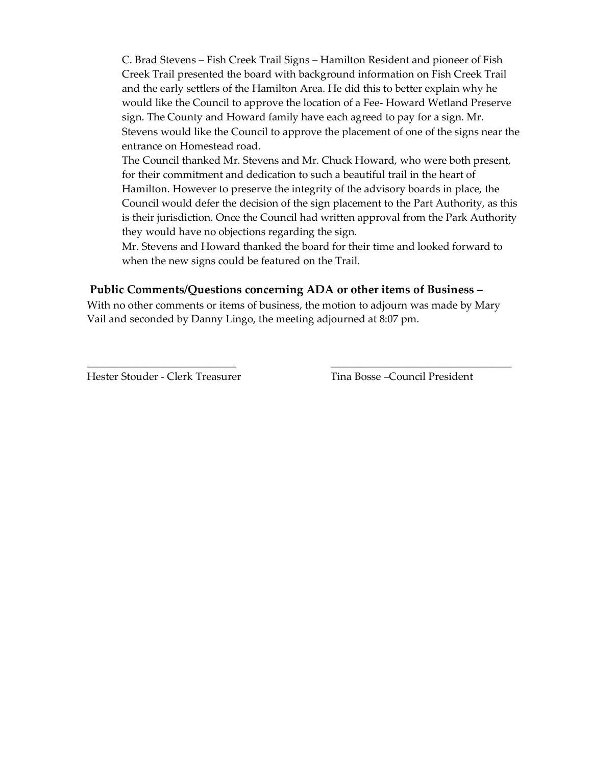C. Brad Stevens – Fish Creek Trail Signs – Hamilton Resident and pioneer of Fish Creek Trail presented the board with background information on Fish Creek Trail and the early settlers of the Hamilton Area. He did this to better explain why he would like the Council to approve the location of a Fee- Howard Wetland Preserve sign. The County and Howard family have each agreed to pay for a sign. Mr. Stevens would like the Council to approve the placement of one of the signs near the entrance on Homestead road.

The Council thanked Mr. Stevens and Mr. Chuck Howard, who were both present, for their commitment and dedication to such a beautiful trail in the heart of Hamilton. However to preserve the integrity of the advisory boards in place, the Council would defer the decision of the sign placement to the Part Authority, as this is their jurisdiction. Once the Council had written approval from the Park Authority they would have no objections regarding the sign.

Mr. Stevens and Howard thanked the board for their time and looked forward to when the new signs could be featured on the Trail.

**Public Comments/Questions concerning ADA or other items of Business –**

With no other comments or items of business, the motion to adjourn was made by Mary Vail and seconded by Danny Lingo, the meeting adjourned at 8:07 pm.

\_\_\_\_\_\_\_\_\_\_\_\_\_\_\_\_\_\_\_\_\_\_\_\_\_\_\_\_ 
Hester Stouder - Clerk Treasurer

\_\_\_\_\_\_\_\_\_\_\_\_\_\_\_\_\_\_\_\_\_\_\_\_\_\_\_\_\_\_\_\_\_\_ 
Tina Bosse –Council President